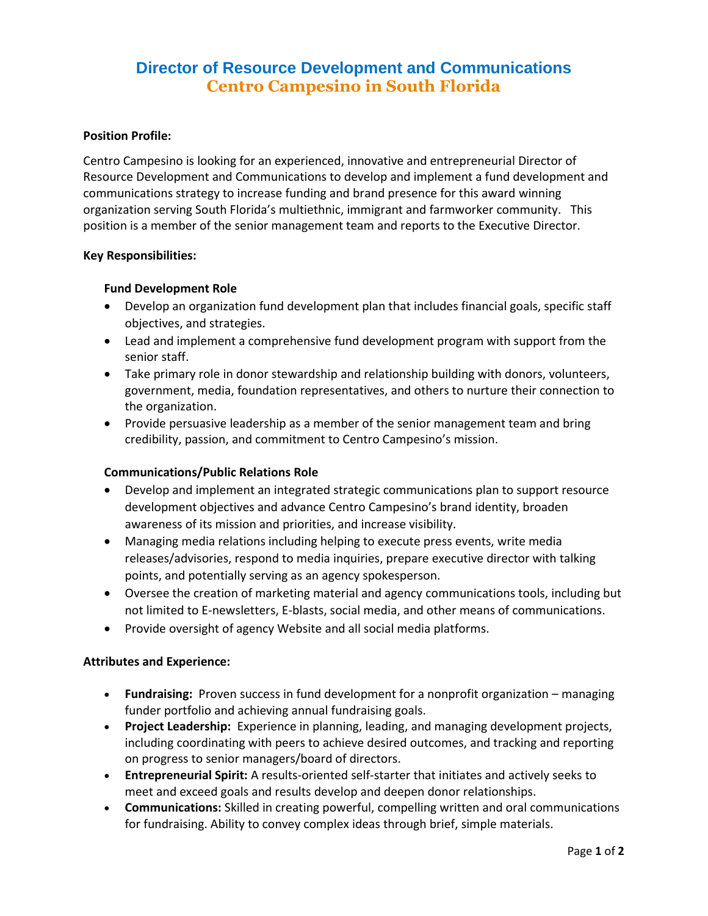# Director of Resource Development and Communications
## Centro Campesino in South Florida

**Position Profile:**

Centro Campesino is looking for an experienced, innovative and entrepreneurial Director of Resource Development and Communications to develop and implement a fund development and communications strategy to increase funding and brand presence for this award winning organization serving South Florida's multiethnic, immigrant and farmworker community. This position is a member of the senior management team and reports to the Executive Director.

**Key Responsibilities:**

**Fund Development Role**

- Develop an organization fund development plan that includes financial goals, specific staff objectives, and strategies.
- Lead and implement a comprehensive fund development program with support from the senior staff.
- Take primary role in donor stewardship and relationship building with donors, volunteers, government, media, foundation representatives, and others to nurture their connection to the organization.
- Provide persuasive leadership as a member of the senior management team and bring credibility, passion, and commitment to Centro Campesino's mission.

**Communications/Public Relations Role**

- Develop and implement an integrated strategic communications plan to support resource development objectives and advance Centro Campesino's brand identity, broaden awareness of its mission and priorities, and increase visibility.
- Managing media relations including helping to execute press events, write media releases/advisories, respond to media inquiries, prepare executive director with talking points, and potentially serving as an agency spokesperson.
- Oversee the creation of marketing material and agency communications tools, including but not limited to E-newsletters, E-blasts, social media, and other means of communications.
- Provide oversight of agency Website and all social media platforms.

**Attributes and Experience:**

- **Fundraising:** Proven success in fund development for a nonprofit organization – managing funder portfolio and achieving annual fundraising goals.
- **Project Leadership:** Experience in planning, leading, and managing development projects, including coordinating with peers to achieve desired outcomes, and tracking and reporting on progress to senior managers/board of directors.
- **Entrepreneurial Spirit:** A results-oriented self-starter that initiates and actively seeks to meet and exceed goals and results develop and deepen donor relationships.
- **Communications:** Skilled in creating powerful, compelling written and oral communications for fundraising. Ability to convey complex ideas through brief, simple materials.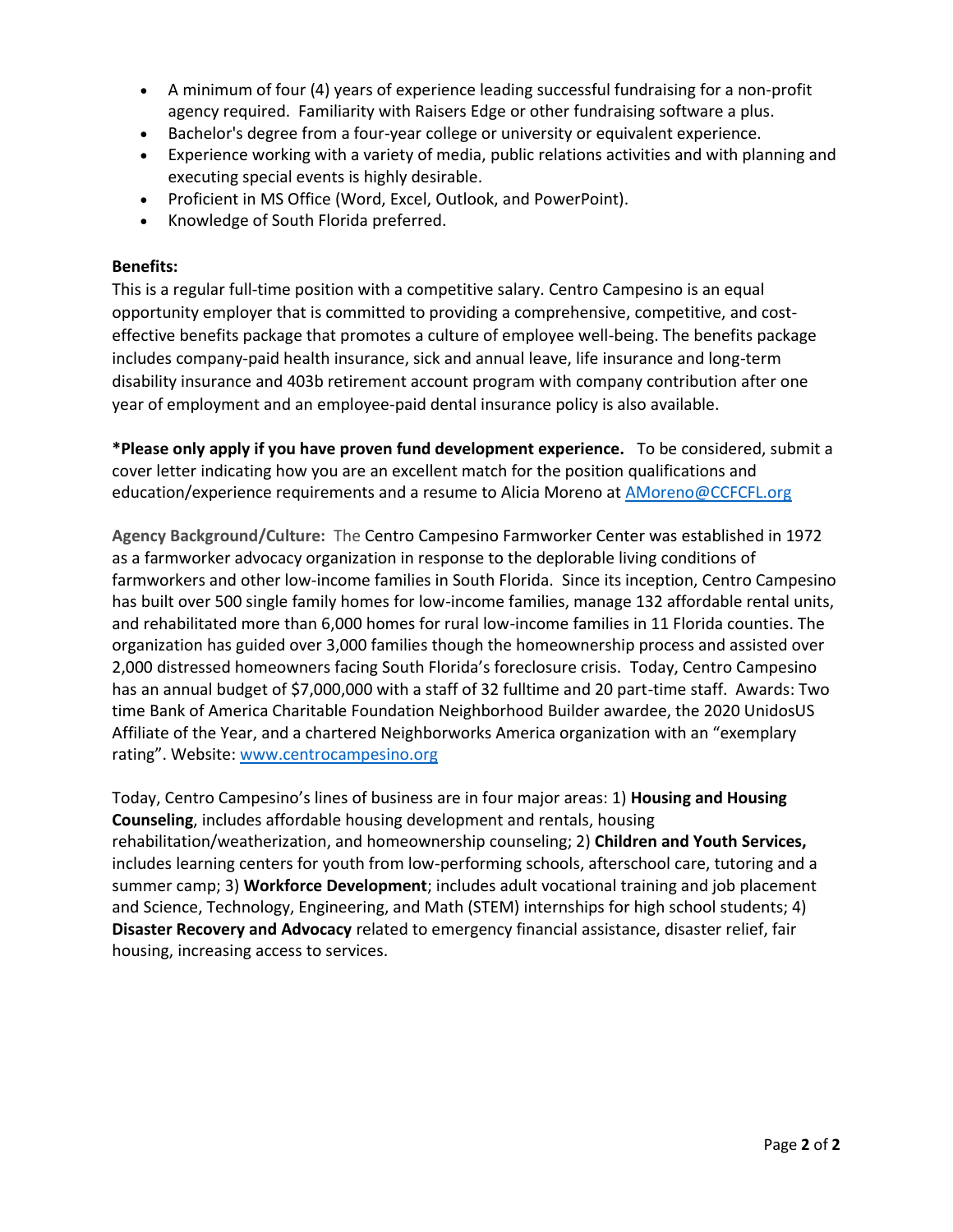- A minimum of four (4) years of experience leading successful fundraising for a non-profit agency required. Familiarity with Raisers Edge or other fundraising software a plus.
- Bachelor's degree from a four-year college or university or equivalent experience.
- Experience working with a variety of media, public relations activities and with planning and executing special events is highly desirable.
- Proficient in MS Office (Word, Excel, Outlook, and PowerPoint).
- Knowledge of South Florida preferred.

**Benefits:**
This is a regular full-time position with a competitive salary. Centro Campesino is an equal opportunity employer that is committed to providing a comprehensive, competitive, and cost-effective benefits package that promotes a culture of employee well-being. The benefits package includes company-paid health insurance, sick and annual leave, life insurance and long-term disability insurance and 403b retirement account program with company contribution after one year of employment and an employee-paid dental insurance policy is also available.

***Please only apply if you have proven fund development experience.** To be considered, submit a cover letter indicating how you are an excellent match for the position qualifications and education/experience requirements and a resume to Alicia Moreno at AMoreno@CCFCFL.org

**Agency Background/Culture:** The Centro Campesino Farmworker Center was established in 1972 as a farmworker advocacy organization in response to the deplorable living conditions of farmworkers and other low-income families in South Florida. Since its inception, Centro Campesino has built over 500 single family homes for low-income families, manage 132 affordable rental units, and rehabilitated more than 6,000 homes for rural low-income families in 11 Florida counties. The organization has guided over 3,000 families though the homeownership process and assisted over 2,000 distressed homeowners facing South Florida's foreclosure crisis. Today, Centro Campesino has an annual budget of $7,000,000 with a staff of 32 fulltime and 20 part-time staff. Awards: Two time Bank of America Charitable Foundation Neighborhood Builder awardee, the 2020 UnidosUS Affiliate of the Year, and a chartered Neighborworks America organization with an "exemplary rating". Website: www.centrocampesino.org

Today, Centro Campesino's lines of business are in four major areas: 1) **Housing and Housing Counseling**, includes affordable housing development and rentals, housing rehabilitation/weatherization, and homeownership counseling; 2) **Children and Youth Services,** includes learning centers for youth from low-performing schools, afterschool care, tutoring and a summer camp; 3) **Workforce Development**; includes adult vocational training and job placement and Science, Technology, Engineering, and Math (STEM) internships for high school students; 4) **Disaster Recovery and Advocacy** related to emergency financial assistance, disaster relief, fair housing, increasing access to services.